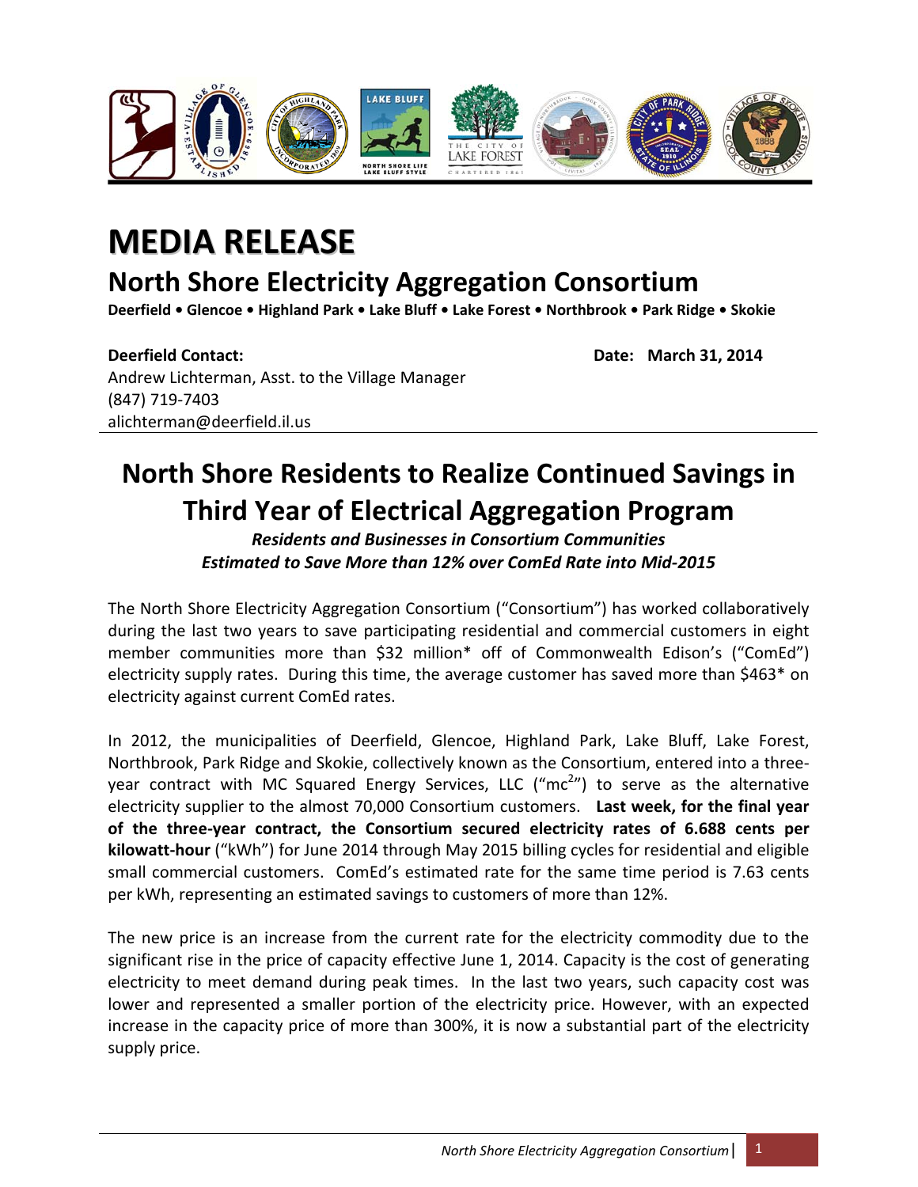# MEDIA RELEASE

## North Shore Electricity Aggregation Consortium

**Deerfield • Glencoe • Highland Park • Lake Bluff • Lake Forest • Northbrook • Park Ridge • Skokie**

**Deerfield Contact:**
Andrew Lichterman, Asst. to the Village Manager
(847) 719-7403
alichterman@deerfield.il.us

**Date: March 31, 2014**

---

## North Shore Residents to Realize Continued Savings in Third Year of Electrical Aggregation Program

***Residents and Businesses in Consortium Communities Estimated to Save More than 12% over ComEd Rate into Mid-2015***

The North Shore Electricity Aggregation Consortium ("Consortium") has worked collaboratively during the last two years to save participating residential and commercial customers in eight member communities more than $32 million* off of Commonwealth Edison's ("ComEd") electricity supply rates. During this time, the average customer has saved more than $463* on electricity against current ComEd rates.

In 2012, the municipalities of Deerfield, Glencoe, Highland Park, Lake Bluff, Lake Forest, Northbrook, Park Ridge and Skokie, collectively known as the Consortium, entered into a three-year contract with MC Squared Energy Services, LLC ("mc²") to serve as the alternative electricity supplier to the almost 70,000 Consortium customers. **Last week, for the final year of the three-year contract, the Consortium secured electricity rates of 6.688 cents per kilowatt-hour** ("kWh") for June 2014 through May 2015 billing cycles for residential and eligible small commercial customers. ComEd's estimated rate for the same time period is 7.63 cents per kWh, representing an estimated savings to customers of more than 12%.

The new price is an increase from the current rate for the electricity commodity due to the significant rise in the price of capacity effective June 1, 2014. Capacity is the cost of generating electricity to meet demand during peak times. In the last two years, such capacity cost was lower and represented a smaller portion of the electricity price. However, with an expected increase in the capacity price of more than 300%, it is now a substantial part of the electricity supply price.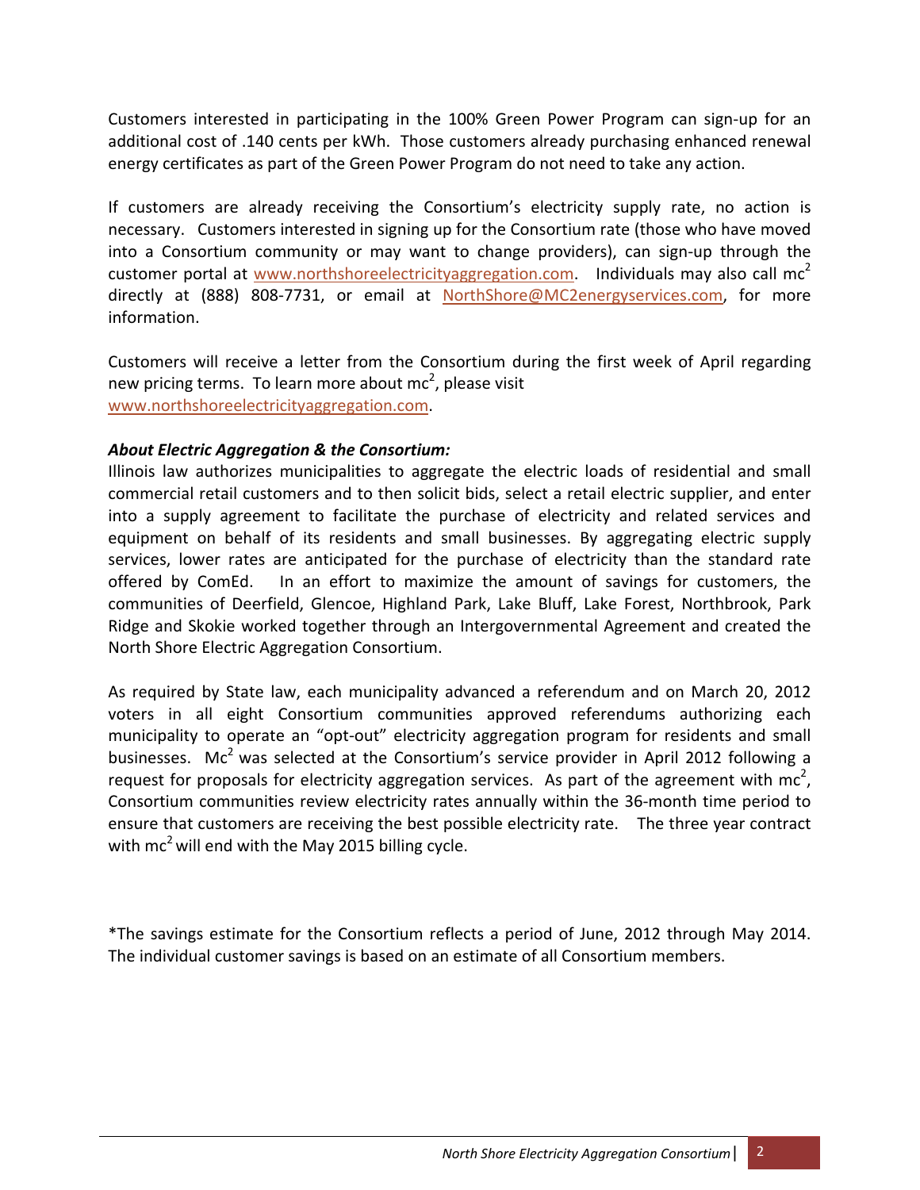Customers interested in participating in the 100% Green Power Program can sign-up for an additional cost of .140 cents per kWh. Those customers already purchasing enhanced renewable energy certificates as part of the Green Power Program do not need to take any action.

If customers are already receiving the Consortium's electricity supply rate, no action is necessary. Customers interested in signing up for the Consortium rate (those who have moved into a Consortium community or may want to change providers), can sign-up through the customer portal at www.northshoreelectricityaggregation.com. Individuals may also call mc$^2$ directly at (888) 808-7731, or email at NorthShore@MC2energyservices.com, for more information.

Customers will receive a letter from the Consortium during the first week of April regarding new pricing terms. To learn more about mc$^2$, please visit www.northshoreelectricityaggregation.com.

***About Electric Aggregation & the Consortium:***

Illinois law authorizes municipalities to aggregate the electric loads of residential and small commercial retail customers and to then solicit bids, select a retail electric supplier, and enter into a supply agreement to facilitate the purchase of electricity and related services and equipment on behalf of its residents and small businesses. By aggregating electric supply services, lower rates are anticipated for the purchase of electricity than the standard rate offered by ComEd. In an effort to maximize the amount of savings for customers, the communities of Deerfield, Glencoe, Highland Park, Lake Bluff, Lake Forest, Northbrook, Park Ridge and Skokie worked together through an Intergovernmental Agreement and created the North Shore Electric Aggregation Consortium.

As required by State law, each municipality advanced a referendum and on March 20, 2012 voters in all eight Consortium communities approved referendums authorizing each municipality to operate an "opt-out" electricity aggregation program for residents and small businesses. Mc$^2$ was selected at the Consortium's service provider in April 2012 following a request for proposals for electricity aggregation services. As part of the agreement with mc$^2$, Consortium communities review electricity rates annually within the 36-month time period to ensure that customers are receiving the best possible electricity rate. The three year contract with mc$^2$ will end with the May 2015 billing cycle.

*The savings estimate for the Consortium reflects a period of June, 2012 through May 2014. The individual customer savings is based on an estimate of all Consortium members.